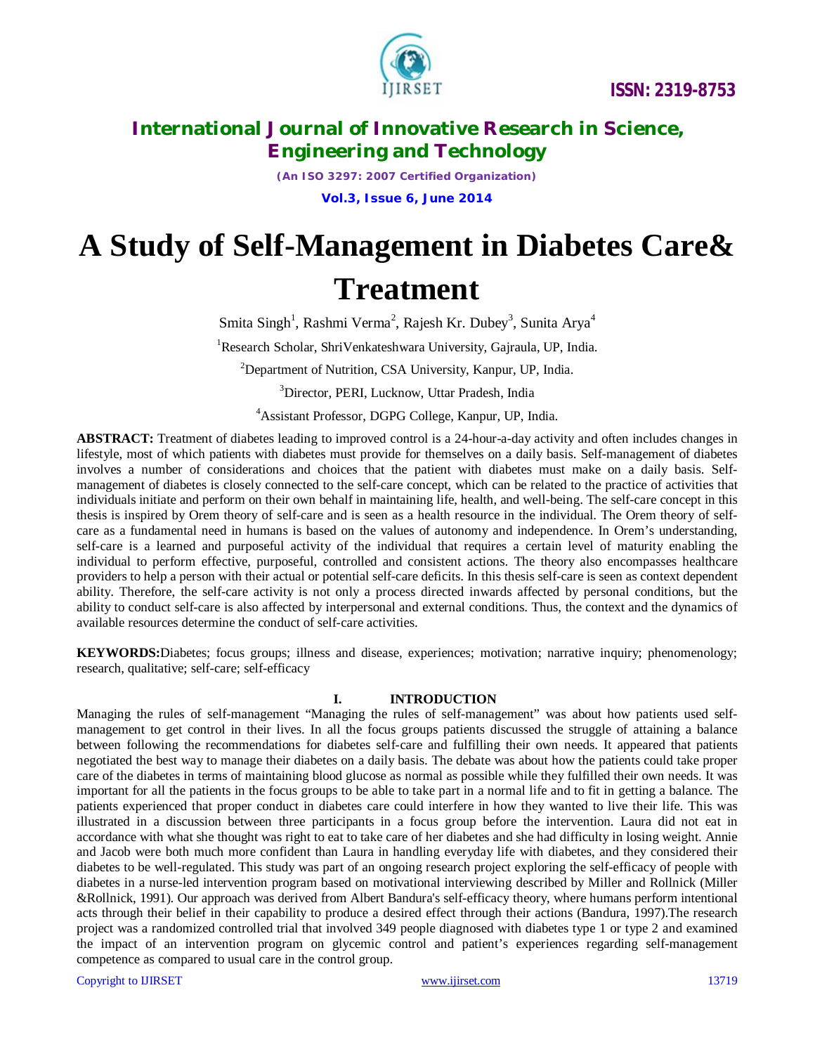# A Study of Self-Management in Diabetes Care& Treatment

Smita Singh[1], Rashmi Verma[2], Rajesh Kr. Dubey[3], Sunita Arya[4]

[1]Research Scholar, ShriVenkateshwara University, Gajraula, UP, India.

[2]Department of Nutrition, CSA University, Kanpur, UP, India.

[3]Director, PERI, Lucknow, Uttar Pradesh, India

[4]Assistant Professor, DGPG College, Kanpur, UP, India.

**ABSTRACT:** Treatment of diabetes leading to improved control is a 24-hour-a-day activity and often includes changes in lifestyle, most of which patients with diabetes must provide for themselves on a daily basis. Self-management of diabetes involves a number of considerations and choices that the patient with diabetes must make on a daily basis. Self-management of diabetes is closely connected to the self-care concept, which can be related to the practice of activities that individuals initiate and perform on their own behalf in maintaining life, health, and well-being. The self-care concept in this thesis is inspired by Orem theory of self-care and is seen as a health resource in the individual. The Orem theory of self-care as a fundamental need in humans is based on the values of autonomy and independence. In Orem's understanding, self-care is a learned and purposeful activity of the individual that requires a certain level of maturity enabling the individual to perform effective, purposeful, controlled and consistent actions. The theory also encompasses healthcare providers to help a person with their actual or potential self-care deficits. In this thesis self-care is seen as context dependent ability. Therefore, the self-care activity is not only a process directed inwards affected by personal conditions, but the ability to conduct self-care is also affected by interpersonal and external conditions. Thus, the context and the dynamics of available resources determine the conduct of self-care activities.

**KEYWORDS:**Diabetes; focus groups; illness and disease, experiences; motivation; narrative inquiry; phenomenology; research, qualitative; self-care; self-efficacy

## I. INTRODUCTION

Managing the rules of self-management "Managing the rules of self-management" was about how patients used self-management to get control in their lives. In all the focus groups patients discussed the struggle of attaining a balance between following the recommendations for diabetes self-care and fulfilling their own needs. It appeared that patients negotiated the best way to manage their diabetes on a daily basis. The debate was about how the patients could take proper care of the diabetes in terms of maintaining blood glucose as normal as possible while they fulfilled their own needs. It was important for all the patients in the focus groups to be able to take part in a normal life and to fit in getting a balance. The patients experienced that proper conduct in diabetes care could interfere in how they wanted to live their life. This was illustrated in a discussion between three participants in a focus group before the intervention. Laura did not eat in accordance with what she thought was right to eat to take care of her diabetes and she had difficulty in losing weight. Annie and Jacob were both much more confident than Laura in handling everyday life with diabetes, and they considered their diabetes to be well-regulated. This study was part of an ongoing research project exploring the self-efficacy of people with diabetes in a nurse-led intervention program based on motivational interviewing described by Miller and Rollnick (Miller &Rollnick, 1991). Our approach was derived from Albert Bandura's self-efficacy theory, where humans perform intentional acts through their belief in their capability to produce a desired effect through their actions (Bandura, 1997).The research project was a randomized controlled trial that involved 349 people diagnosed with diabetes type 1 or type 2 and examined the impact of an intervention program on glycemic control and patient's experiences regarding self-management competence as compared to usual care in the control group.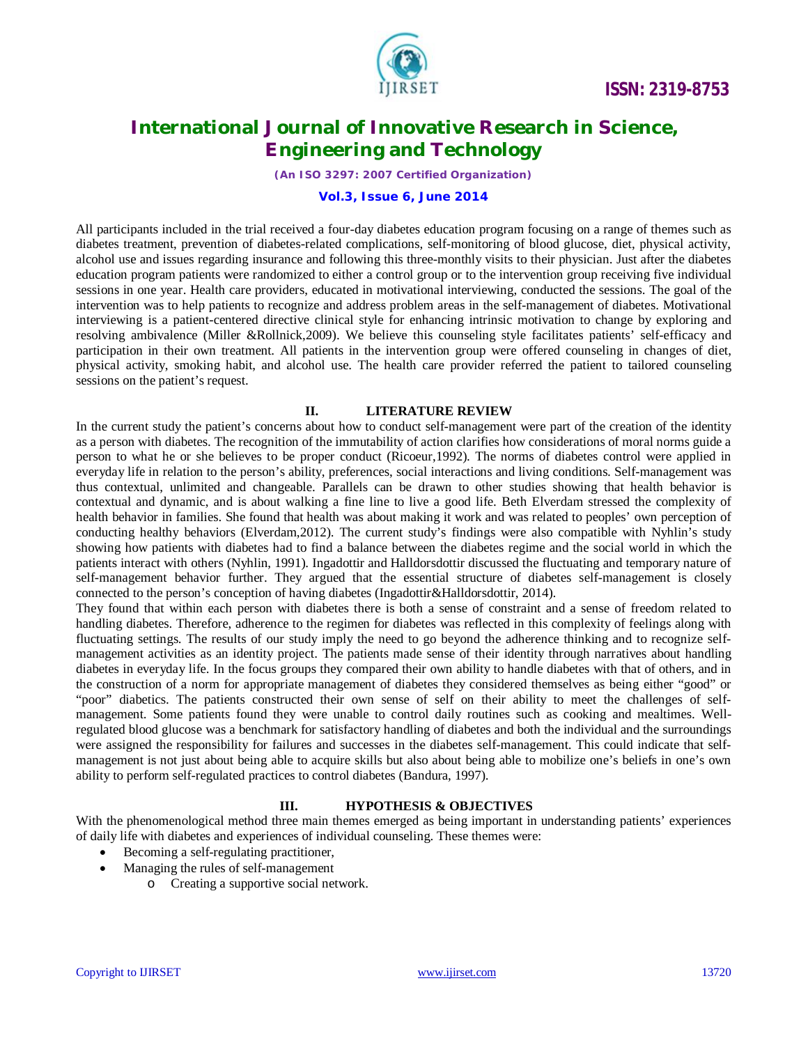All participants included in the trial received a four-day diabetes education program focusing on a range of themes such as diabetes treatment, prevention of diabetes-related complications, self-monitoring of blood glucose, diet, physical activity, alcohol use and issues regarding insurance and following this three-monthly visits to their physician. Just after the diabetes education program patients were randomized to either a control group or to the intervention group receiving five individual sessions in one year. Health care providers, educated in motivational interviewing, conducted the sessions. The goal of the intervention was to help patients to recognize and address problem areas in the self-management of diabetes. Motivational interviewing is a patient-centered directive clinical style for enhancing intrinsic motivation to change by exploring and resolving ambivalence (Miller &Rollnick,2009). We believe this counseling style facilitates patients' self-efficacy and participation in their own treatment. All patients in the intervention group were offered counseling in changes of diet, physical activity, smoking habit, and alcohol use. The health care provider referred the patient to tailored counseling sessions on the patient's request.

## II. LITERATURE REVIEW

In the current study the patient's concerns about how to conduct self-management were part of the creation of the identity as a person with diabetes. The recognition of the immutability of action clarifies how considerations of moral norms guide a person to what he or she believes to be proper conduct (Ricoeur,1992). The norms of diabetes control were applied in everyday life in relation to the person's ability, preferences, social interactions and living conditions. Self-management was thus contextual, unlimited and changeable. Parallels can be drawn to other studies showing that health behavior is contextual and dynamic, and is about walking a fine line to live a good life. Beth Elverdam stressed the complexity of health behavior in families. She found that health was about making it work and was related to peoples' own perception of conducting healthy behaviors (Elverdam,2012). The current study's findings were also compatible with Nyhlin's study showing how patients with diabetes had to find a balance between the diabetes regime and the social world in which the patients interact with others (Nyhlin, 1991). Ingadottir and Halldorsdottir discussed the fluctuating and temporary nature of self-management behavior further. They argued that the essential structure of diabetes self-management is closely connected to the person's conception of having diabetes (Ingadottir&Halldorsdottir, 2014).

They found that within each person with diabetes there is both a sense of constraint and a sense of freedom related to handling diabetes. Therefore, adherence to the regimen for diabetes was reflected in this complexity of feelings along with fluctuating settings. The results of our study imply the need to go beyond the adherence thinking and to recognize self-management activities as an identity project. The patients made sense of their identity through narratives about handling diabetes in everyday life. In the focus groups they compared their own ability to handle diabetes with that of others, and in the construction of a norm for appropriate management of diabetes they considered themselves as being either "good" or "poor" diabetics. The patients constructed their own sense of self on their ability to meet the challenges of self-management. Some patients found they were unable to control daily routines such as cooking and mealtimes. Well-regulated blood glucose was a benchmark for satisfactory handling of diabetes and both the individual and the surroundings were assigned the responsibility for failures and successes in the diabetes self-management. This could indicate that self-management is not just about being able to acquire skills but also about being able to mobilize one's beliefs in one's own ability to perform self-regulated practices to control diabetes (Bandura, 1997).

## III. HYPOTHESIS & OBJECTIVES

With the phenomenological method three main themes emerged as being important in understanding patients' experiences of daily life with diabetes and experiences of individual counseling. These themes were:

- Becoming a self-regulating practitioner,
- Managing the rules of self-management
  - Creating a supportive social network.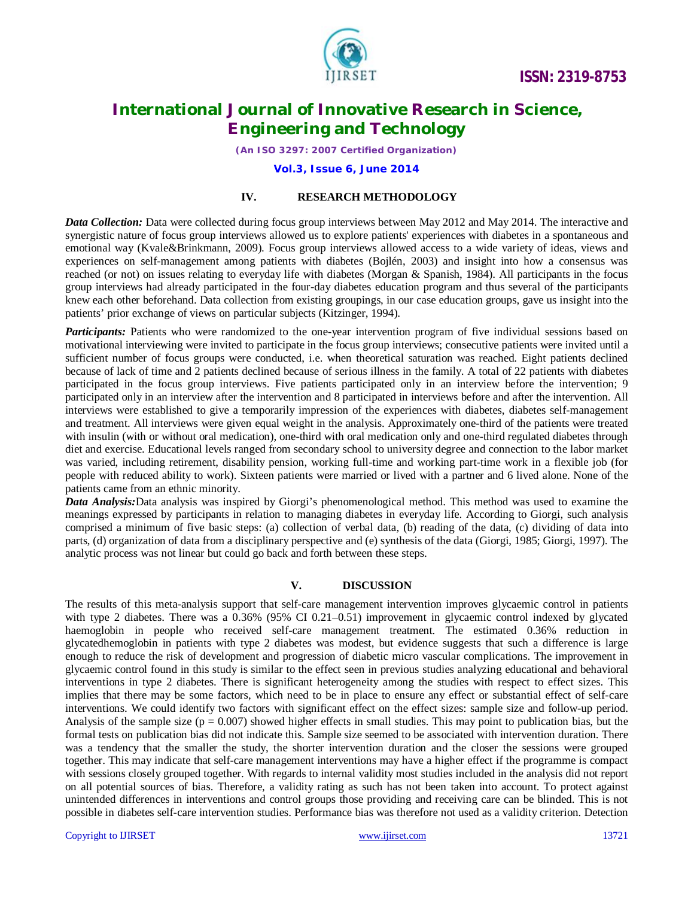## IV. RESEARCH METHODOLOGY

***Data Collection:*** Data were collected during focus group interviews between May 2012 and May 2014. The interactive and synergistic nature of focus group interviews allowed us to explore patients' experiences with diabetes in a spontaneous and emotional way (Kvale&Brinkmann, 2009). Focus group interviews allowed access to a wide variety of ideas, views and experiences on self-management among patients with diabetes (Bojlén, 2003) and insight into how a consensus was reached (or not) on issues relating to everyday life with diabetes (Morgan & Spanish, 1984). All participants in the focus group interviews had already participated in the four-day diabetes education program and thus several of the participants knew each other beforehand. Data collection from existing groupings, in our case education groups, gave us insight into the patients' prior exchange of views on particular subjects (Kitzinger, 1994).

***Participants:*** Patients who were randomized to the one-year intervention program of five individual sessions based on motivational interviewing were invited to participate in the focus group interviews; consecutive patients were invited until a sufficient number of focus groups were conducted, i.e. when theoretical saturation was reached. Eight patients declined because of lack of time and 2 patients declined because of serious illness in the family. A total of 22 patients with diabetes participated in the focus group interviews. Five patients participated only in an interview before the intervention; 9 participated only in an interview after the intervention and 8 participated in interviews before and after the intervention. All interviews were established to give a temporarily impression of the experiences with diabetes, diabetes self-management and treatment. All interviews were given equal weight in the analysis. Approximately one-third of the patients were treated with insulin (with or without oral medication), one-third with oral medication only and one-third regulated diabetes through diet and exercise. Educational levels ranged from secondary school to university degree and connection to the labor market was varied, including retirement, disability pension, working full-time and working part-time work in a flexible job (for people with reduced ability to work). Sixteen patients were married or lived with a partner and 6 lived alone. None of the patients came from an ethnic minority.

***Data Analysis:***Data analysis was inspired by Giorgi's phenomenological method. This method was used to examine the meanings expressed by participants in relation to managing diabetes in everyday life. According to Giorgi, such analysis comprised a minimum of five basic steps: (a) collection of verbal data, (b) reading of the data, (c) dividing of data into parts, (d) organization of data from a disciplinary perspective and (e) synthesis of the data (Giorgi, 1985; Giorgi, 1997). The analytic process was not linear but could go back and forth between these steps.

## V. DISCUSSION

The results of this meta-analysis support that self-care management intervention improves glycaemic control in patients with type 2 diabetes. There was a 0.36% (95% CI 0.21–0.51) improvement in glycaemic control indexed by glycated haemoglobin in people who received self-care management treatment. The estimated 0.36% reduction in glycatedhemoglobin in patients with type 2 diabetes was modest, but evidence suggests that such a difference is large enough to reduce the risk of development and progression of diabetic micro vascular complications. The improvement in glycaemic control found in this study is similar to the effect seen in previous studies analyzing educational and behavioral interventions in type 2 diabetes. There is significant heterogeneity among the studies with respect to effect sizes. This implies that there may be some factors, which need to be in place to ensure any effect or substantial effect of self-care interventions. We could identify two factors with significant effect on the effect sizes: sample size and follow-up period. Analysis of the sample size ($p = 0.007$) showed higher effects in small studies. This may point to publication bias, but the formal tests on publication bias did not indicate this. Sample size seemed to be associated with intervention duration. There was a tendency that the smaller the study, the shorter intervention duration and the closer the sessions were grouped together. This may indicate that self-care management interventions may have a higher effect if the programme is compact with sessions closely grouped together. With regards to internal validity most studies included in the analysis did not report on all potential sources of bias. Therefore, a validity rating as such has not been taken into account. To protect against unintended differences in interventions and control groups those providing and receiving care can be blinded. This is not possible in diabetes self-care intervention studies. Performance bias was therefore not used as a validity criterion. Detection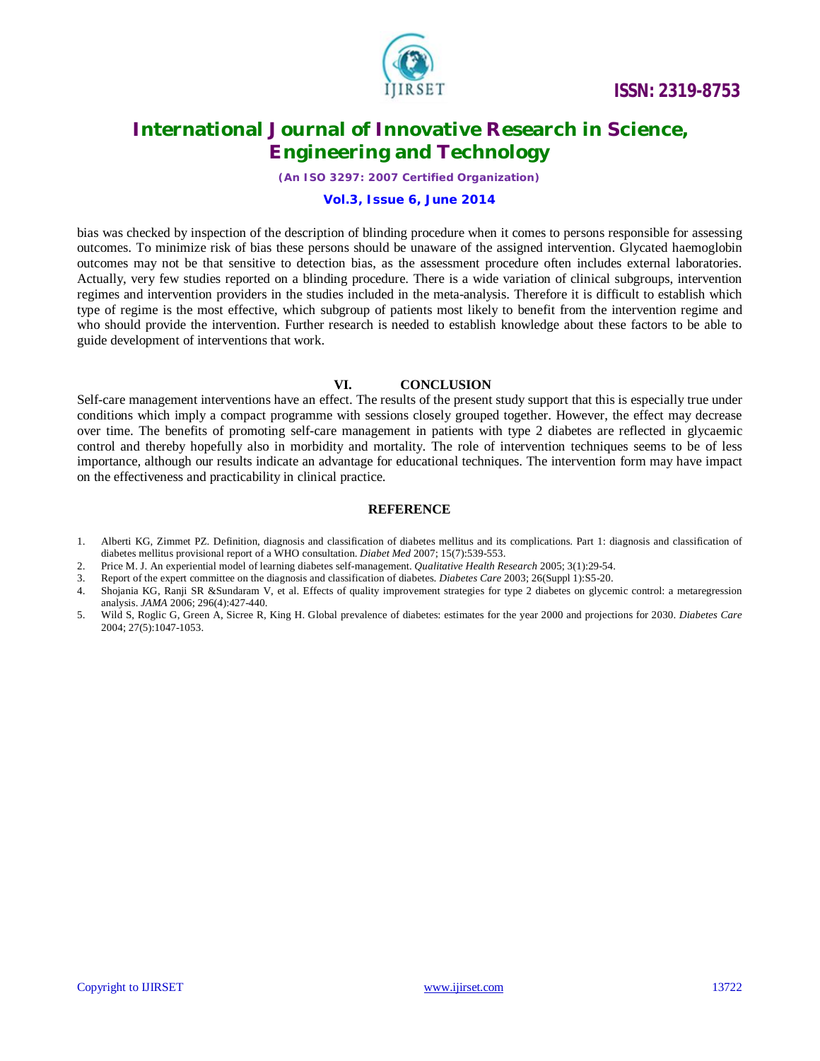bias was checked by inspection of the description of blinding procedure when it comes to persons responsible for assessing outcomes. To minimize risk of bias these persons should be unaware of the assigned intervention. Glycated haemoglobin outcomes may not be that sensitive to detection bias, as the assessment procedure often includes external laboratories. Actually, very few studies reported on a blinding procedure. There is a wide variation of clinical subgroups, intervention regimes and intervention providers in the studies included in the meta-analysis. Therefore it is difficult to establish which type of regime is the most effective, which subgroup of patients most likely to benefit from the intervention regime and who should provide the intervention. Further research is needed to establish knowledge about these factors to be able to guide development of interventions that work.

## VI. CONCLUSION

Self-care management interventions have an effect. The results of the present study support that this is especially true under conditions which imply a compact programme with sessions closely grouped together. However, the effect may decrease over time. The benefits of promoting self-care management in patients with type 2 diabetes are reflected in glycaemic control and thereby hopefully also in morbidity and mortality. The role of intervention techniques seems to be of less importance, although our results indicate an advantage for educational techniques. The intervention form may have impact on the effectiveness and practicability in clinical practice.

## REFERENCE

1. Alberti KG, Zimmet PZ. Definition, diagnosis and classification of diabetes mellitus and its complications. Part 1: diagnosis and classification of diabetes mellitus provisional report of a WHO consultation. *Diabet Med* 2007; 15(7):539-553.
2. Price M. J. An experiential model of learning diabetes self-management. *Qualitative Health Research* 2005; 3(1):29-54.
3. Report of the expert committee on the diagnosis and classification of diabetes. *Diabetes Care* 2003; 26(Suppl 1):S5-20.
4. Shojania KG, Ranji SR &Sundaram V, et al. Effects of quality improvement strategies for type 2 diabetes on glycemic control: a metaregression analysis. *JAMA* 2006; 296(4):427-440.
5. Wild S, Roglic G, Green A, Sicree R, King H. Global prevalence of diabetes: estimates for the year 2000 and projections for 2030. *Diabetes Care* 2004; 27(5):1047-1053.